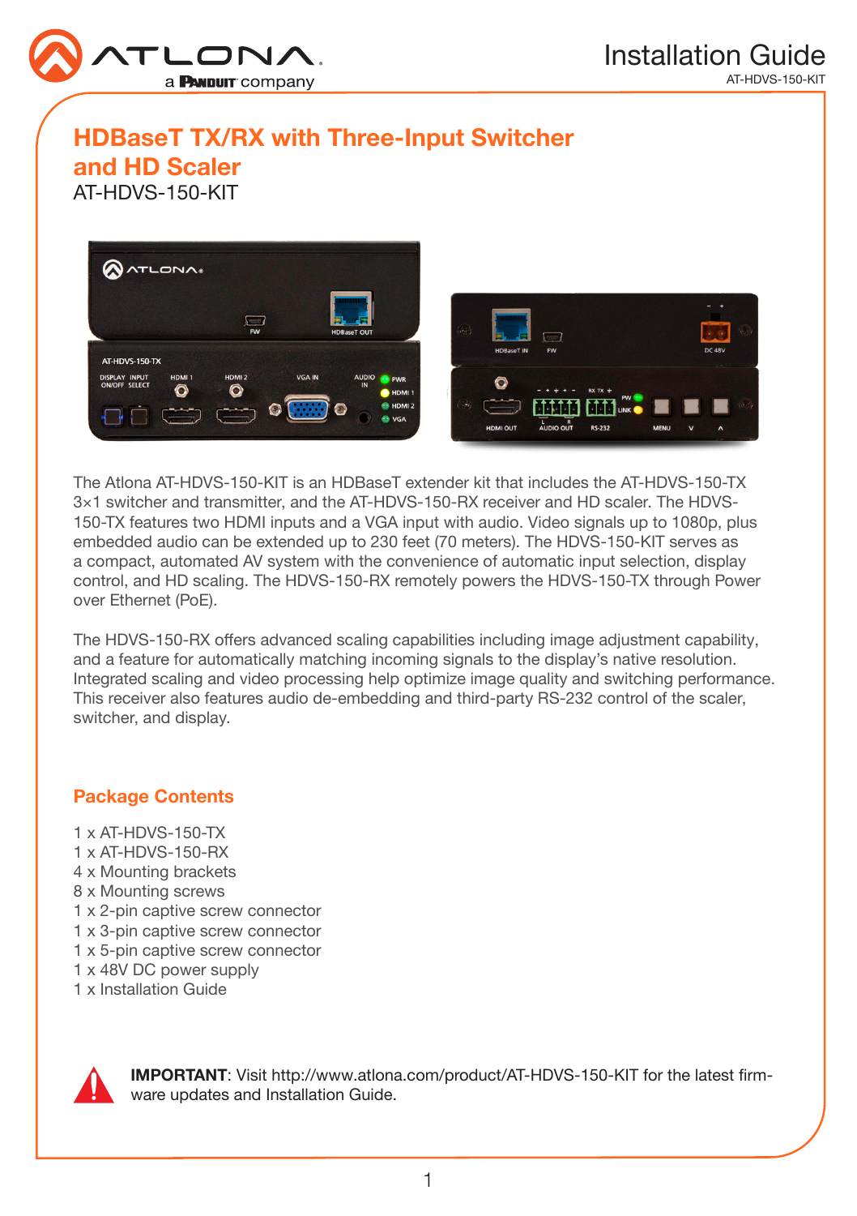# HDBaseT TX/RX with Three-Input Switcher and HD Scaler

AT-HDVS-150-KIT

The Atlona AT-HDVS-150-KIT is an HDBaseT extender kit that includes the AT-HDVS-150-TX 3×1 switcher and transmitter, and the AT-HDVS-150-RX receiver and HD scaler. The HDVS-150-TX features two HDMI inputs and a VGA input with audio. Video signals up to 1080p, plus embedded audio can be extended up to 230 feet (70 meters). The HDVS-150-KIT serves as a compact, automated AV system with the convenience of automatic input selection, display control, and HD scaling. The HDVS-150-RX remotely powers the HDVS-150-TX through Power over Ethernet (PoE).

The HDVS-150-RX offers advanced scaling capabilities including image adjustment capability, and a feature for automatically matching incoming signals to the display's native resolution. Integrated scaling and video processing help optimize image quality and switching performance. This receiver also features audio de-embedding and third-party RS-232 control of the scaler, switcher, and display.

## Package Contents

1 x AT-HDVS-150-TX
1 x AT-HDVS-150-RX
4 x Mounting brackets
8 x Mounting screws
1 x 2-pin captive screw connector
1 x 3-pin captive screw connector
1 x 5-pin captive screw connector
1 x 48V DC power supply
1 x Installation Guide

**IMPORTANT**: Visit http://www.atlona.com/product/AT-HDVS-150-KIT for the latest firmware updates and Installation Guide.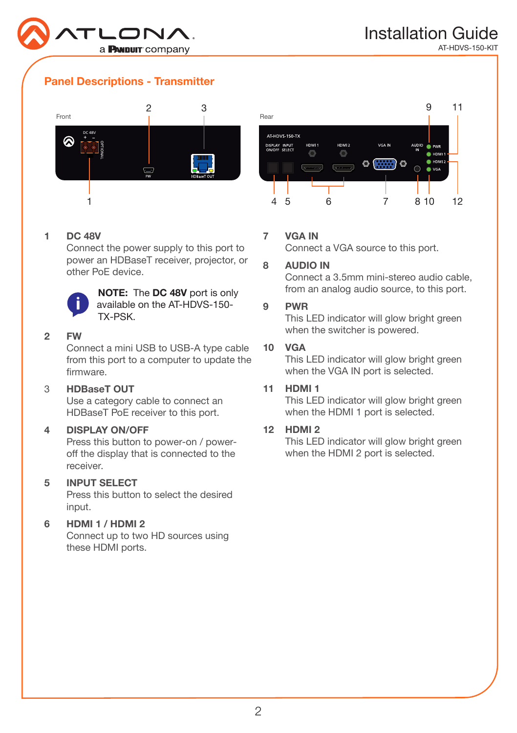## Panel Descriptions - Transmitter

Front

Rear

**1 DC 48V**
Connect the power supply to this port to power an HDBaseT receiver, projector, or other PoE device.

**NOTE:** The **DC 48V** port is only available on the AT-HDVS-150-TX-PSK.

**2 FW**
Connect a mini USB to USB-A type cable from this port to a computer to update the firmware.

**3 HDBaseT OUT**
Use a category cable to connect an HDBaseT PoE receiver to this port.

**4 DISPLAY ON/OFF**
Press this button to power-on / power-off the display that is connected to the receiver.

**5 INPUT SELECT**
Press this button to select the desired input.

**6 HDMI 1 / HDMI 2**
Connect up to two HD sources using these HDMI ports.

**7 VGA IN**
Connect a VGA source to this port.

**8 AUDIO IN**
Connect a 3.5mm mini-stereo audio cable, from an analog audio source, to this port.

**9 PWR**
This LED indicator will glow bright green when the switcher is powered.

**10 VGA**
This LED indicator will glow bright green when the VGA IN port is selected.

**11 HDMI 1**
This LED indicator will glow bright green when the HDMI 1 port is selected.

**12 HDMI 2**
This LED indicator will glow bright green when the HDMI 2 port is selected.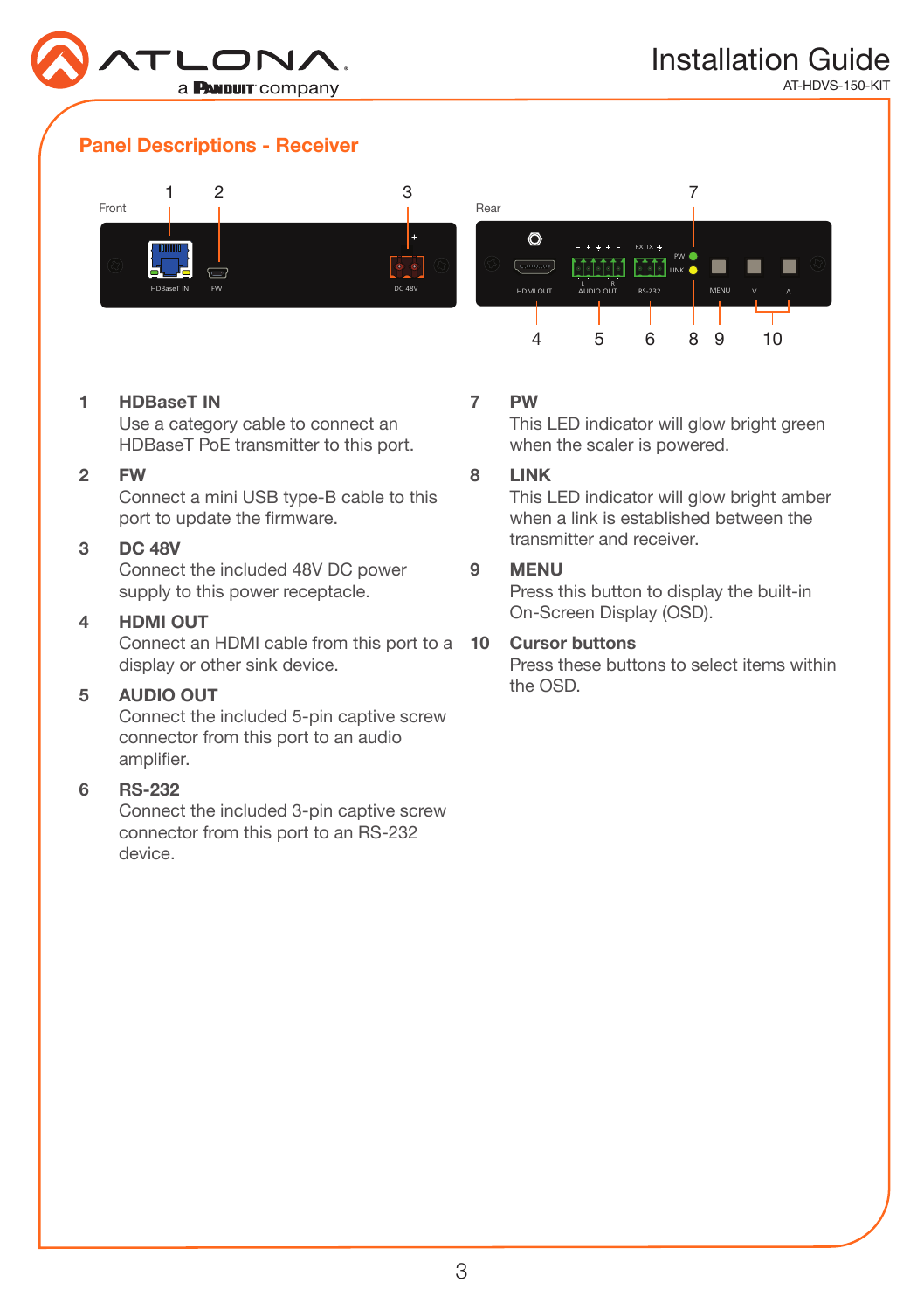## Panel Descriptions - Receiver

Front

Rear

1 **HDBaseT IN**
Use a category cable to connect an HDBaseT PoE transmitter to this port.

2 **FW**
Connect a mini USB type-B cable to this port to update the firmware.

3 **DC 48V**
Connect the included 48V DC power supply to this power receptacle.

4 **HDMI OUT**
Connect an HDMI cable from this port to a display or other sink device.

5 **AUDIO OUT**
Connect the included 5-pin captive screw connector from this port to an audio amplifier.

6 **RS-232**
Connect the included 3-pin captive screw connector from this port to an RS-232 device.

7 **PW**
This LED indicator will glow bright green when the scaler is powered.

8 **LINK**
This LED indicator will glow bright amber when a link is established between the transmitter and receiver.

9 **MENU**
Press this button to display the built-in On-Screen Display (OSD).

10 **Cursor buttons**
Press these buttons to select items within the OSD.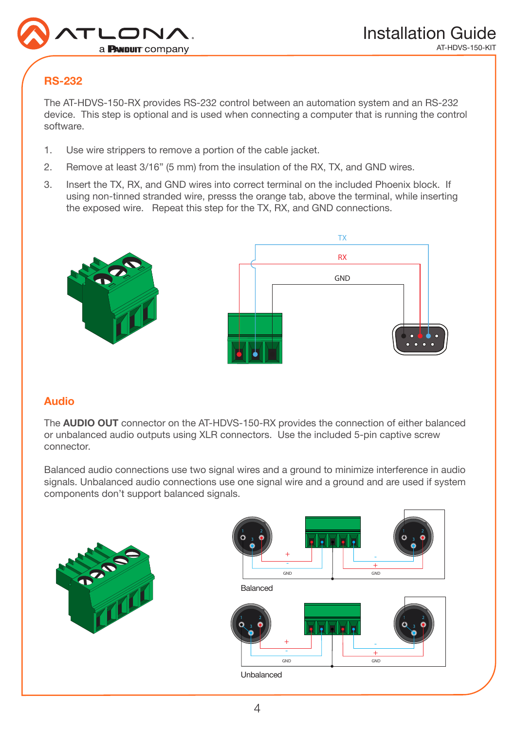## RS-232

The AT-HDVS-150-RX provides RS-232 control between an automation system and an RS-232 device. This step is optional and is used when connecting a computer that is running the control software.

1. Use wire strippers to remove a portion of the cable jacket.
2. Remove at least 3/16" (5 mm) from the insulation of the RX, TX, and GND wires.
3. Insert the TX, RX, and GND wires into correct terminal on the included Phoenix block. If using non-tinned stranded wire, presss the orange tab, above the terminal, while inserting the exposed wire. Repeat this step for the TX, RX, and GND connections.

TX

RX

GND

## Audio

The **AUDIO OUT** connector on the AT-HDVS-150-RX provides the connection of either balanced or unbalanced audio outputs using XLR connectors. Use the included 5-pin captive screw connector.

Balanced audio connections use two signal wires and a ground to minimize interference in audio signals. Unbalanced audio connections use one signal wire and a ground and are used if system components don't support balanced signals.

Balanced

Unbalanced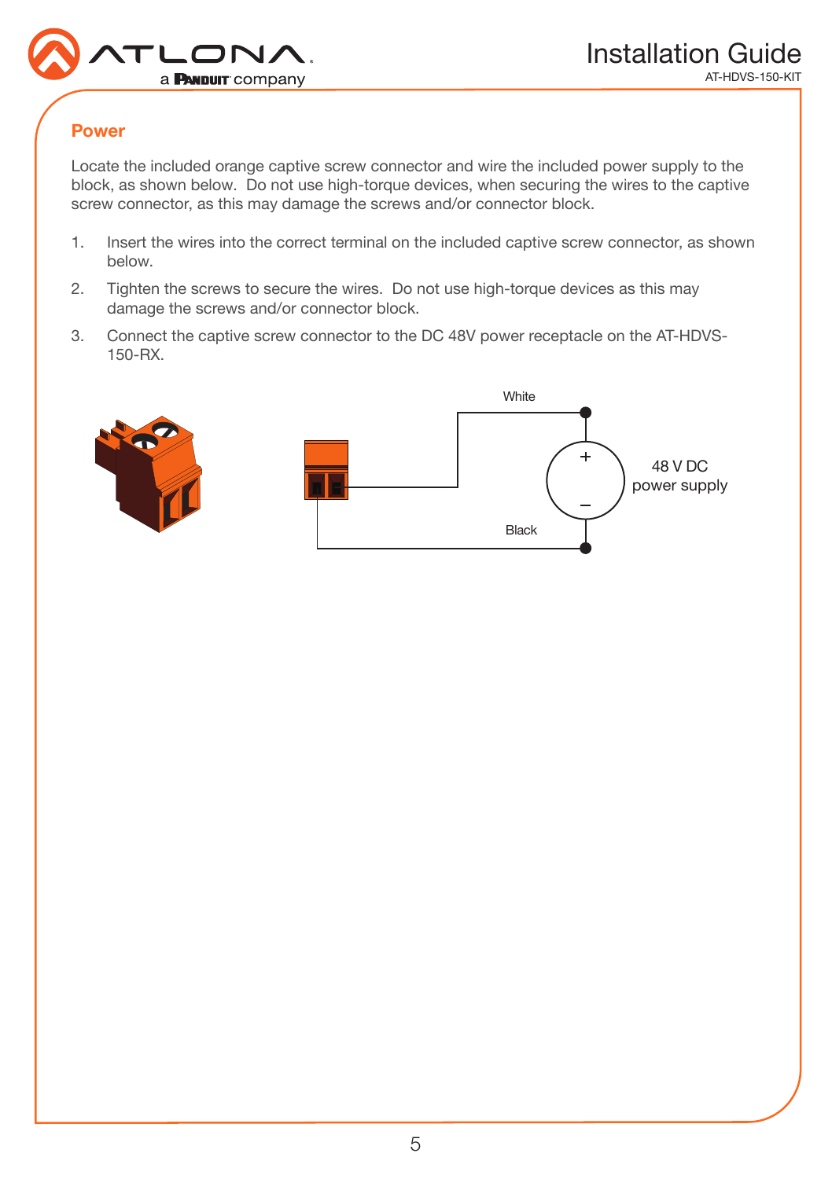## Power

Locate the included orange captive screw connector and wire the included power supply to the block, as shown below. Do not use high-torque devices, when securing the wires to the captive screw connector, as this may damage the screws and/or connector block.

1. Insert the wires into the correct terminal on the included captive screw connector, as shown below.
2. Tighten the screws to secure the wires. Do not use high-torque devices as this may damage the screws and/or connector block.
3. Connect the captive screw connector to the DC 48V power receptacle on the AT-HDVS-150-RX.

White

\+

48 V DC power supply

–

Black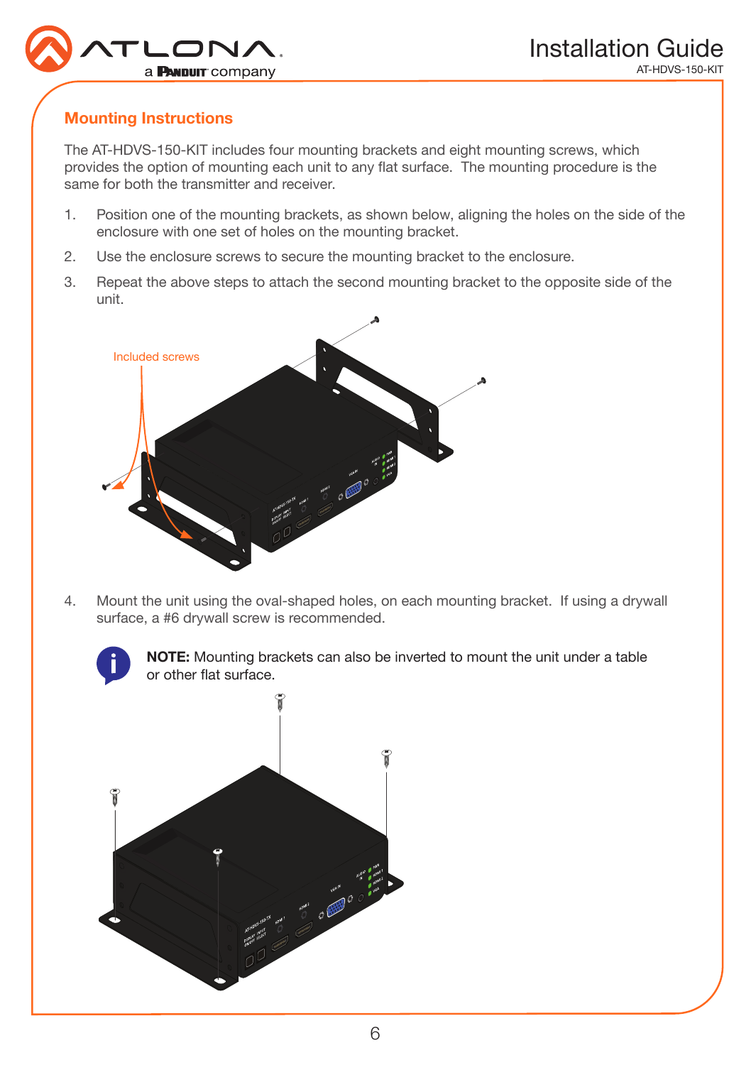## Mounting Instructions

The AT-HDVS-150-KIT includes four mounting brackets and eight mounting screws, which provides the option of mounting each unit to any flat surface. The mounting procedure is the same for both the transmitter and receiver.

1. Position one of the mounting brackets, as shown below, aligning the holes on the side of the enclosure with one set of holes on the mounting bracket.
2. Use the enclosure screws to secure the mounting bracket to the enclosure.
3. Repeat the above steps to attach the second mounting bracket to the opposite side of the unit.

Included screws

4. Mount the unit using the oval-shaped holes, on each mounting bracket. If using a drywall surface, a #6 drywall screw is recommended.

**NOTE:** Mounting brackets can also be inverted to mount the unit under a table or other flat surface.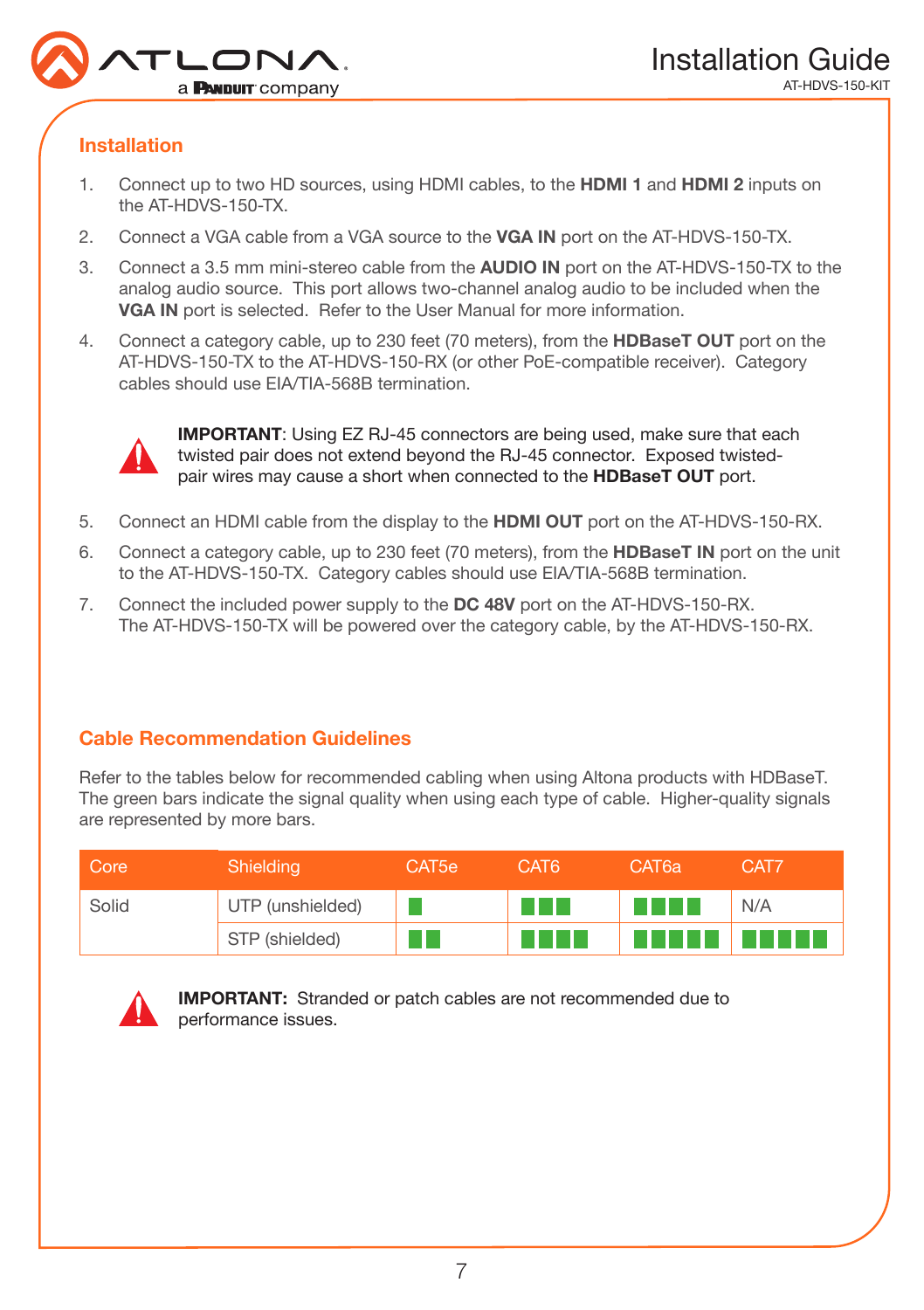## Installation

1. Connect up to two HD sources, using HDMI cables, to the **HDMI 1** and **HDMI 2** inputs on the AT-HDVS-150-TX.
2. Connect a VGA cable from a VGA source to the **VGA IN** port on the AT-HDVS-150-TX.
3. Connect a 3.5 mm mini-stereo cable from the **AUDIO IN** port on the AT-HDVS-150-TX to the analog audio source. This port allows two-channel analog audio to be included when the **VGA IN** port is selected. Refer to the User Manual for more information.
4. Connect a category cable, up to 230 feet (70 meters), from the **HDBaseT OUT** port on the AT-HDVS-150-TX to the AT-HDVS-150-RX (or other PoE-compatible receiver). Category cables should use EIA/TIA-568B termination.

> **IMPORTANT**: Using EZ RJ-45 connectors are being used, make sure that each twisted pair does not extend beyond the RJ-45 connector. Exposed twisted-pair wires may cause a short when connected to the **HDBaseT OUT** port.

5. Connect an HDMI cable from the display to the **HDMI OUT** port on the AT-HDVS-150-RX.
6. Connect a category cable, up to 230 feet (70 meters), from the **HDBaseT IN** port on the unit to the AT-HDVS-150-TX. Category cables should use EIA/TIA-568B termination.
7. Connect the included power supply to the **DC 48V** port on the AT-HDVS-150-RX. The AT-HDVS-150-TX will be powered over the category cable, by the AT-HDVS-150-RX.

## Cable Recommendation Guidelines

Refer to the tables below for recommended cabling when using Altona products with HDBaseT. The green bars indicate the signal quality when using each type of cable. Higher-quality signals are represented by more bars.

| Core | Shielding | CAT5e | CAT6 | CAT6a | CAT7 |
|---|---|---|---|---|---|
| Solid | UTP (unshielded) | ■ | ■■■ | ■■■■ | N/A |
| | STP (shielded) | ■■ | ■■■■ | ■■■■■ | ■■■■■ |

> **IMPORTANT:** Stranded or patch cables are not recommended due to performance issues.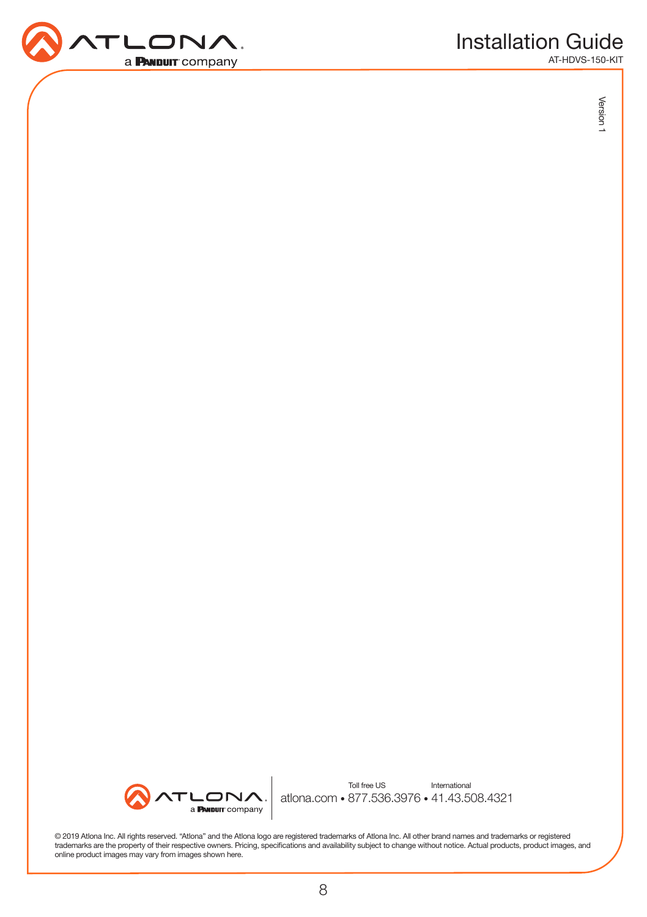Toll free US International

atlona.com • 877.536.3976 • 41.43.508.4321

© 2019 Atlona Inc. All rights reserved. "Atlona" and the Atlona logo are registered trademarks of Atlona Inc. All other brand names and trademarks or registered trademarks are the property of their respective owners. Pricing, specifications and availability subject to change without notice. Actual products, product images, and online product images may vary from images shown here.